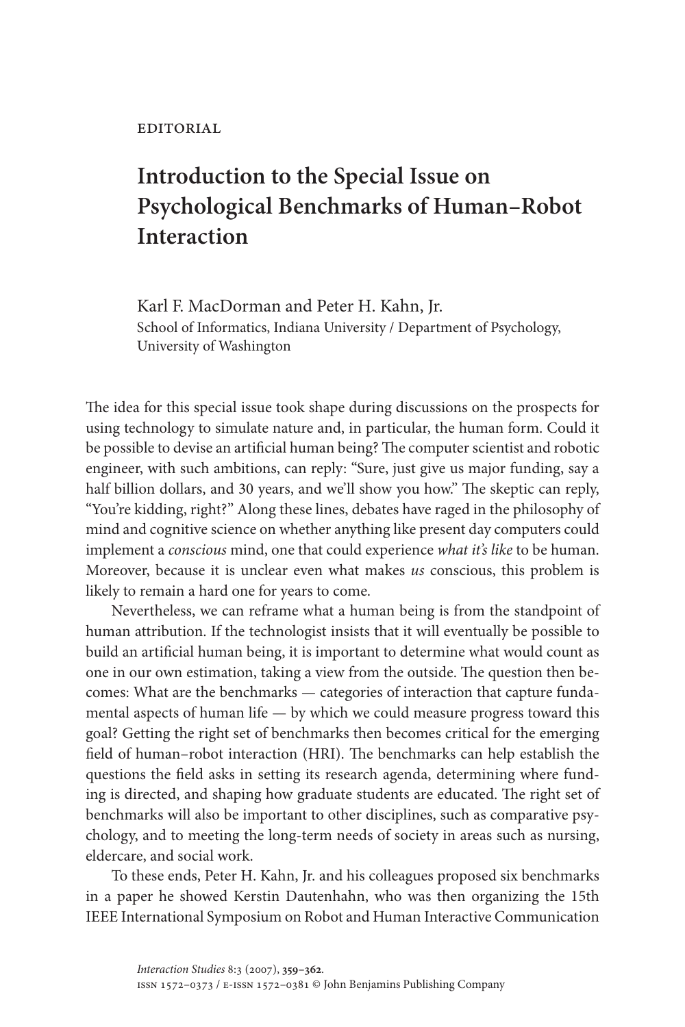EDITORIAL

# Introduction to the Special Issue on Psychological Benchmarks of Human–Robot Interaction

Karl F. MacDorman and Peter H. Kahn, Jr.
School of Informatics, Indiana University / Department of Psychology, University of Washington

The idea for this special issue took shape during discussions on the prospects for using technology to simulate nature and, in particular, the human form. Could it be possible to devise an artificial human being? The computer scientist and robotic engineer, with such ambitions, can reply: "Sure, just give us major funding, say a half billion dollars, and 30 years, and we'll show you how." The skeptic can reply, "You're kidding, right?" Along these lines, debates have raged in the philosophy of mind and cognitive science on whether anything like present day computers could implement a *conscious* mind, one that could experience *what it's like* to be human. Moreover, because it is unclear even what makes *us* conscious, this problem is likely to remain a hard one for years to come.

Nevertheless, we can reframe what a human being is from the standpoint of human attribution. If the technologist insists that it will eventually be possible to build an artificial human being, it is important to determine what would count as one in our own estimation, taking a view from the outside. The question then becomes: What are the benchmarks — categories of interaction that capture fundamental aspects of human life — by which we could measure progress toward this goal? Getting the right set of benchmarks then becomes critical for the emerging field of human–robot interaction (HRI). The benchmarks can help establish the questions the field asks in setting its research agenda, determining where funding is directed, and shaping how graduate students are educated. The right set of benchmarks will also be important to other disciplines, such as comparative psychology, and to meeting the long-term needs of society in areas such as nursing, eldercare, and social work.

To these ends, Peter H. Kahn, Jr. and his colleagues proposed six benchmarks in a paper he showed Kerstin Dautenhahn, who was then organizing the 15th IEEE International Symposium on Robot and Human Interactive Communication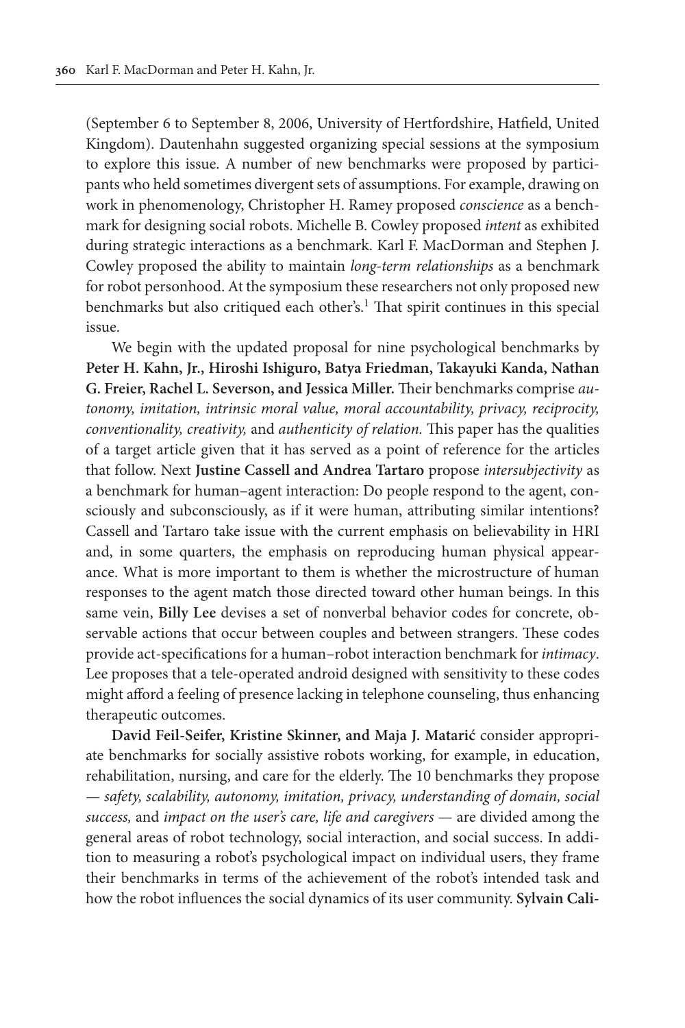(September 6 to September 8, 2006, University of Hertfordshire, Hatfield, United Kingdom). Dautenhahn suggested organizing special sessions at the symposium to explore this issue. A number of new benchmarks were proposed by participants who held sometimes divergent sets of assumptions. For example, drawing on work in phenomenology, Christopher H. Ramey proposed *conscience* as a benchmark for designing social robots. Michelle B. Cowley proposed *intent* as exhibited during strategic interactions as a benchmark. Karl F. MacDorman and Stephen J. Cowley proposed the ability to maintain *long-term relationships* as a benchmark for robot personhood. At the symposium these researchers not only proposed new benchmarks but also critiqued each other's.[1] That spirit continues in this special issue.

We begin with the updated proposal for nine psychological benchmarks by **Peter H. Kahn, Jr., Hiroshi Ishiguro, Batya Friedman, Takayuki Kanda, Nathan G. Freier, Rachel L. Severson, and Jessica Miller.** Their benchmarks comprise *autonomy, imitation, intrinsic moral value, moral accountability, privacy, reciprocity, conventionality, creativity,* and *authenticity of relation.* This paper has the qualities of a target article given that it has served as a point of reference for the articles that follow. Next **Justine Cassell and Andrea Tartaro** propose *intersubjectivity* as a benchmark for human–agent interaction: Do people respond to the agent, consciously and subconsciously, as if it were human, attributing similar intentions? Cassell and Tartaro take issue with the current emphasis on believability in HRI and, in some quarters, the emphasis on reproducing human physical appearance. What is more important to them is whether the microstructure of human responses to the agent match those directed toward other human beings. In this same vein, **Billy Lee** devises a set of nonverbal behavior codes for concrete, observable actions that occur between couples and between strangers. These codes provide act-specifications for a human–robot interaction benchmark for *intimacy*. Lee proposes that a tele-operated android designed with sensitivity to these codes might afford a feeling of presence lacking in telephone counseling, thus enhancing therapeutic outcomes.

**David Feil-Seifer, Kristine Skinner, and Maja J. Matarić** consider appropriate benchmarks for socially assistive robots working, for example, in education, rehabilitation, nursing, and care for the elderly. The 10 benchmarks they propose — *safety, scalability, autonomy, imitation, privacy, understanding of domain, social success,* and *impact on the user's care, life and caregivers* — are divided among the general areas of robot technology, social interaction, and social success. In addition to measuring a robot's psychological impact on individual users, they frame their benchmarks in terms of the achievement of the robot's intended task and how the robot influences the social dynamics of its user community. **Sylvain Cali-**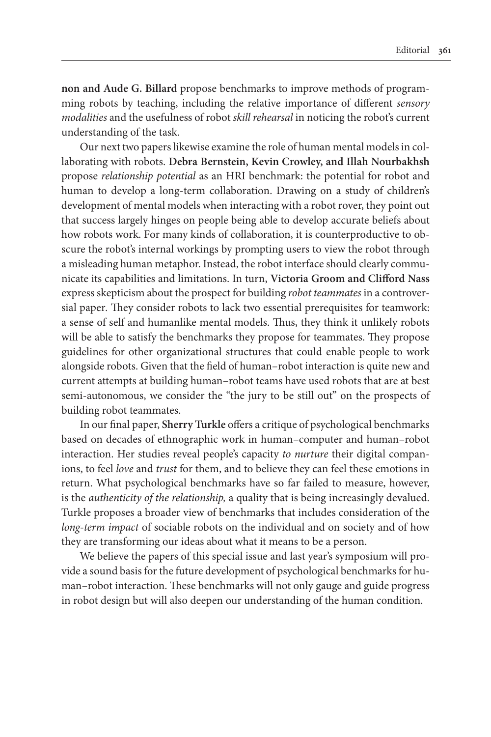**non and Aude G. Billard** propose benchmarks to improve methods of programming robots by teaching, including the relative importance of different *sensory modalities* and the usefulness of robot *skill rehearsal* in noticing the robot's current understanding of the task.

Our next two papers likewise examine the role of human mental models in collaborating with robots. **Debra Bernstein, Kevin Crowley, and Illah Nourbakhsh** propose *relationship potential* as an HRI benchmark: the potential for robot and human to develop a long-term collaboration. Drawing on a study of children's development of mental models when interacting with a robot rover, they point out that success largely hinges on people being able to develop accurate beliefs about how robots work. For many kinds of collaboration, it is counterproductive to obscure the robot's internal workings by prompting users to view the robot through a misleading human metaphor. Instead, the robot interface should clearly communicate its capabilities and limitations. In turn, **Victoria Groom and Clifford Nass** express skepticism about the prospect for building *robot teammates* in a controversial paper. They consider robots to lack two essential prerequisites for teamwork: a sense of self and humanlike mental models. Thus, they think it unlikely robots will be able to satisfy the benchmarks they propose for teammates. They propose guidelines for other organizational structures that could enable people to work alongside robots. Given that the field of human–robot interaction is quite new and current attempts at building human–robot teams have used robots that are at best semi-autonomous, we consider the "the jury to be still out" on the prospects of building robot teammates.

In our final paper, **Sherry Turkle** offers a critique of psychological benchmarks based on decades of ethnographic work in human–computer and human–robot interaction. Her studies reveal people's capacity *to nurture* their digital companions, to feel *love* and *trust* for them, and to believe they can feel these emotions in return. What psychological benchmarks have so far failed to measure, however, is the *authenticity of the relationship,* a quality that is being increasingly devalued. Turkle proposes a broader view of benchmarks that includes consideration of the *long-term impact* of sociable robots on the individual and on society and of how they are transforming our ideas about what it means to be a person.

We believe the papers of this special issue and last year's symposium will provide a sound basis for the future development of psychological benchmarks for human–robot interaction. These benchmarks will not only gauge and guide progress in robot design but will also deepen our understanding of the human condition.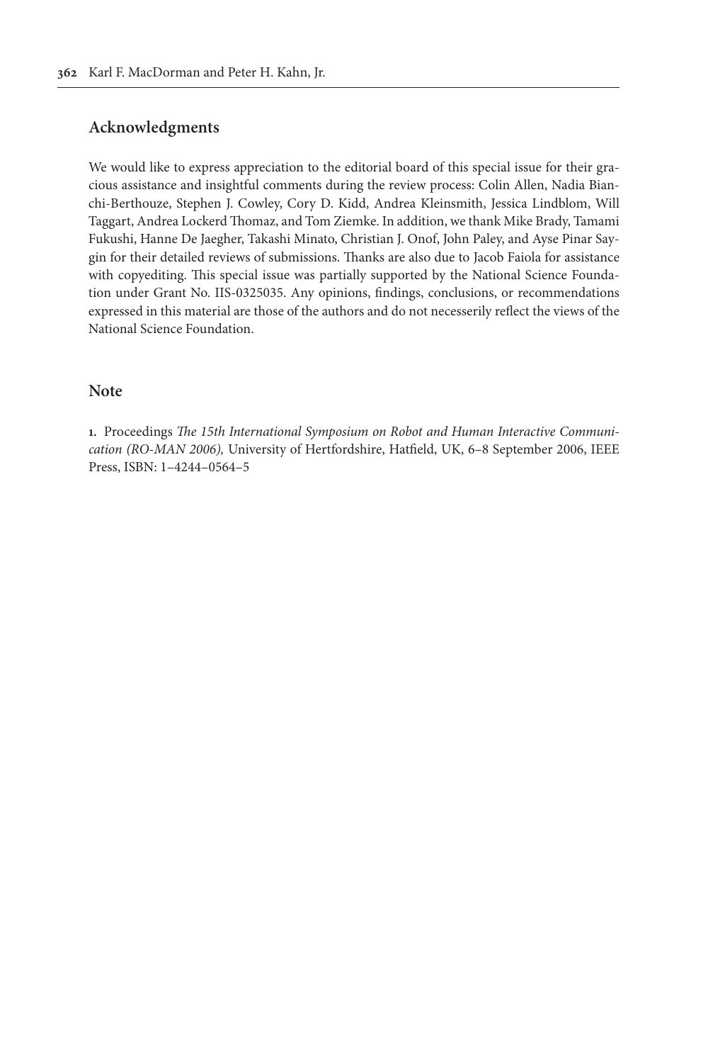## Acknowledgments

We would like to express appreciation to the editorial board of this special issue for their gracious assistance and insightful comments during the review process: Colin Allen, Nadia Bianchi-Berthouze, Stephen J. Cowley, Cory D. Kidd, Andrea Kleinsmith, Jessica Lindblom, Will Taggart, Andrea Lockerd Thomaz, and Tom Ziemke. In addition, we thank Mike Brady, Tamami Fukushi, Hanne De Jaegher, Takashi Minato, Christian J. Onof, John Paley, and Ayse Pinar Saygin for their detailed reviews of submissions. Thanks are also due to Jacob Faiola for assistance with copyediting. This special issue was partially supported by the National Science Foundation under Grant No. IIS-0325035. Any opinions, findings, conclusions, or recommendations expressed in this material are those of the authors and do not necesserily reflect the views of the National Science Foundation.

## Note

**1.** Proceedings *The 15th International Symposium on Robot and Human Interactive Communication (RO-MAN 2006),* University of Hertfordshire, Hatfield, UK, 6–8 September 2006, IEEE Press, ISBN: 1–4244–0564–5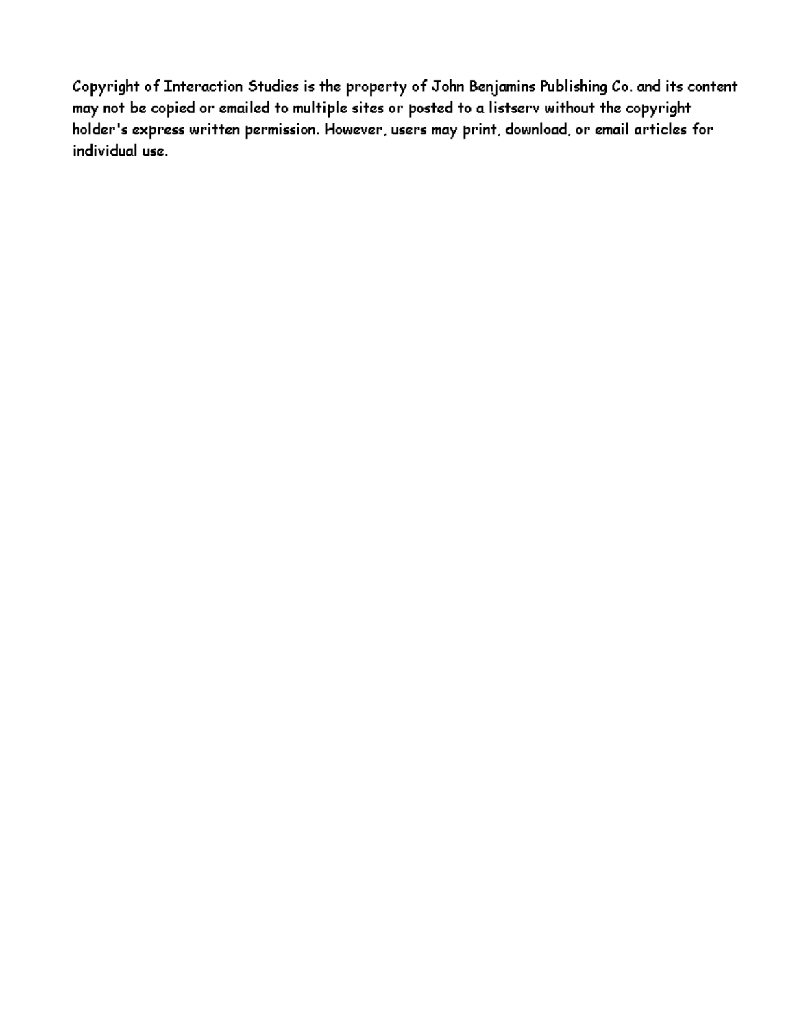Copyright of Interaction Studies is the property of John Benjamins Publishing Co. and its content may not be copied or emailed to multiple sites or posted to a listserv without the copyright holder's express written permission. However, users may print, download, or email articles for individual use.